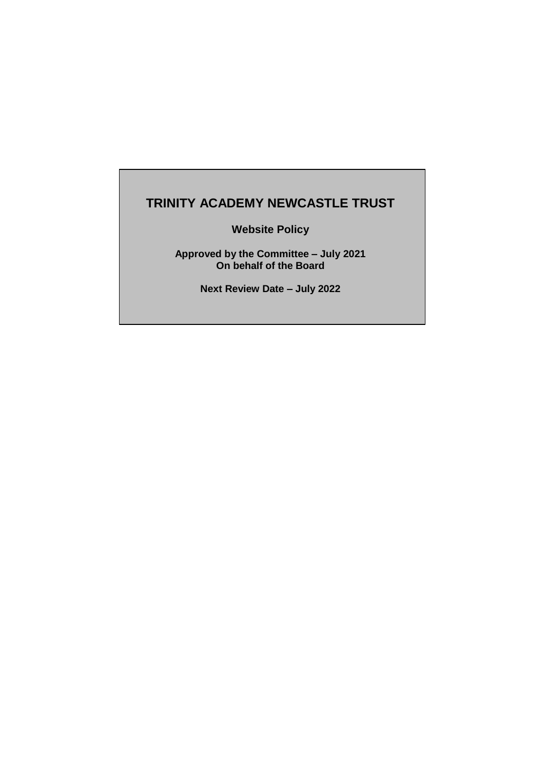# TRINITY ACADEMY NEWCASTLE TRUST

**Website Policy**

**Approved by the Committee – July 2021**
**On behalf of the Board**

**Next Review Date – July 2022**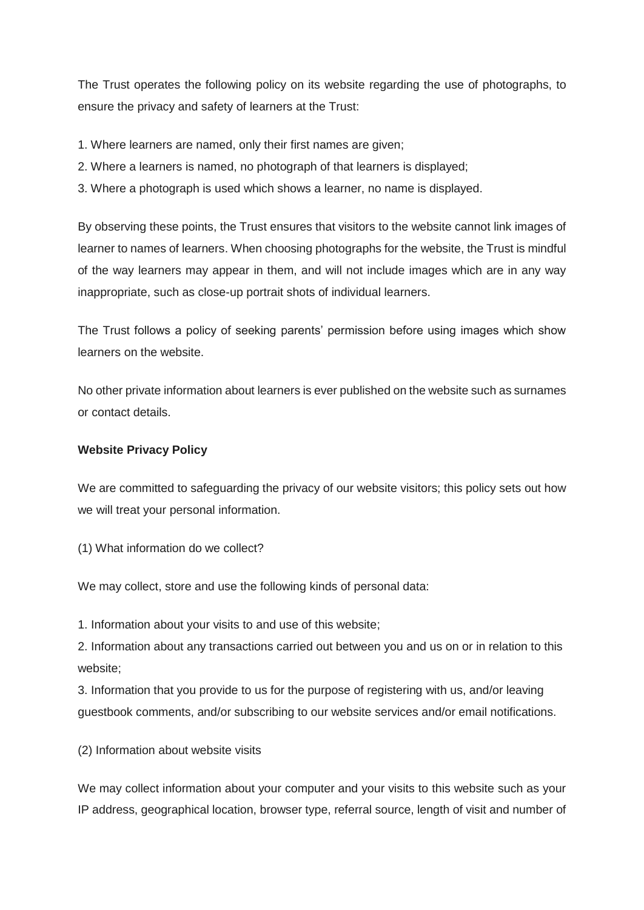The Trust operates the following policy on its website regarding the use of photographs, to ensure the privacy and safety of learners at the Trust:

1. Where learners are named, only their first names are given;
2. Where a learners is named, no photograph of that learners is displayed;
3. Where a photograph is used which shows a learner, no name is displayed.

By observing these points, the Trust ensures that visitors to the website cannot link images of learner to names of learners. When choosing photographs for the website, the Trust is mindful of the way learners may appear in them, and will not include images which are in any way inappropriate, such as close-up portrait shots of individual learners.

The Trust follows a policy of seeking parents' permission before using images which show learners on the website.

No other private information about learners is ever published on the website such as surnames or contact details.

**Website Privacy Policy**

We are committed to safeguarding the privacy of our website visitors; this policy sets out how we will treat your personal information.

(1) What information do we collect?

We may collect, store and use the following kinds of personal data:

1. Information about your visits to and use of this website;
2. Information about any transactions carried out between you and us on or in relation to this website;
3. Information that you provide to us for the purpose of registering with us, and/or leaving guestbook comments, and/or subscribing to our website services and/or email notifications.

(2) Information about website visits

We may collect information about your computer and your visits to this website such as your IP address, geographical location, browser type, referral source, length of visit and number of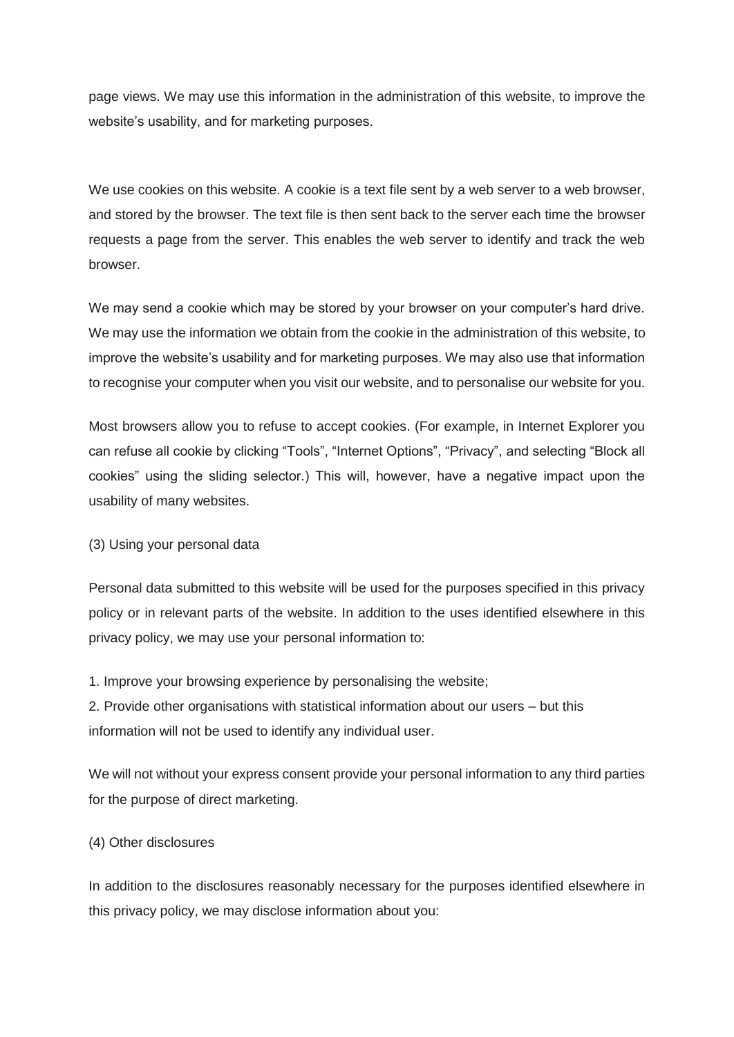page views. We may use this information in the administration of this website, to improve the website's usability, and for marketing purposes.

We use cookies on this website. A cookie is a text file sent by a web server to a web browser, and stored by the browser. The text file is then sent back to the server each time the browser requests a page from the server. This enables the web server to identify and track the web browser.

We may send a cookie which may be stored by your browser on your computer's hard drive. We may use the information we obtain from the cookie in the administration of this website, to improve the website's usability and for marketing purposes. We may also use that information to recognise your computer when you visit our website, and to personalise our website for you.

Most browsers allow you to refuse to accept cookies. (For example, in Internet Explorer you can refuse all cookie by clicking "Tools", "Internet Options", "Privacy", and selecting "Block all cookies" using the sliding selector.) This will, however, have a negative impact upon the usability of many websites.

(3) Using your personal data

Personal data submitted to this website will be used for the purposes specified in this privacy policy or in relevant parts of the website. In addition to the uses identified elsewhere in this privacy policy, we may use your personal information to:

1. Improve your browsing experience by personalising the website;
2. Provide other organisations with statistical information about our users – but this information will not be used to identify any individual user.

We will not without your express consent provide your personal information to any third parties for the purpose of direct marketing.

(4) Other disclosures

In addition to the disclosures reasonably necessary for the purposes identified elsewhere in this privacy policy, we may disclose information about you: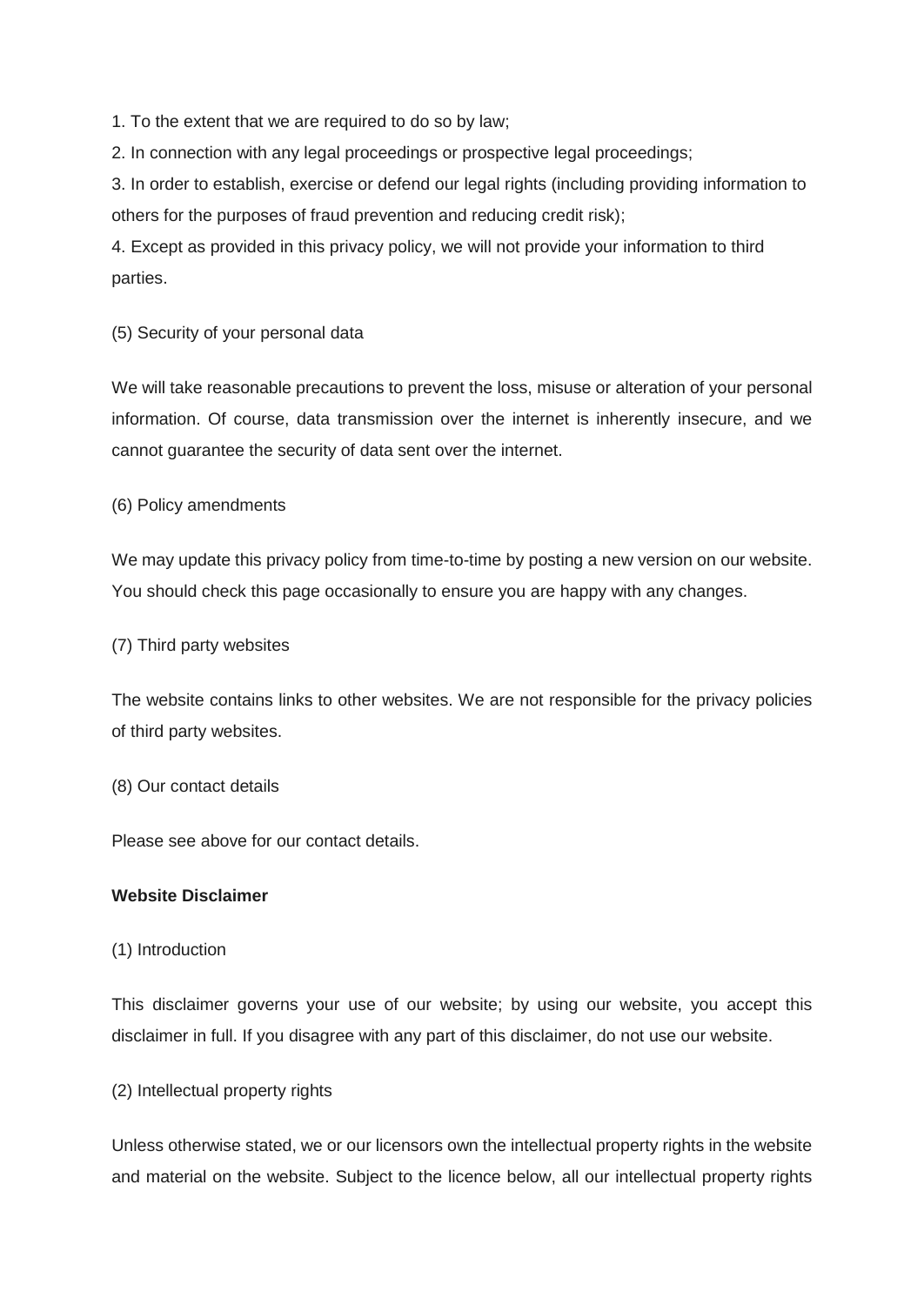1. To the extent that we are required to do so by law;
2. In connection with any legal proceedings or prospective legal proceedings;
3. In order to establish, exercise or defend our legal rights (including providing information to others for the purposes of fraud prevention and reducing credit risk);
4. Except as provided in this privacy policy, we will not provide your information to third parties.

(5) Security of your personal data

We will take reasonable precautions to prevent the loss, misuse or alteration of your personal information. Of course, data transmission over the internet is inherently insecure, and we cannot guarantee the security of data sent over the internet.

(6) Policy amendments

We may update this privacy policy from time-to-time by posting a new version on our website. You should check this page occasionally to ensure you are happy with any changes.

(7) Third party websites

The website contains links to other websites. We are not responsible for the privacy policies of third party websites.

(8) Our contact details

Please see above for our contact details.

**Website Disclaimer**

(1) Introduction

This disclaimer governs your use of our website; by using our website, you accept this disclaimer in full. If you disagree with any part of this disclaimer, do not use our website.

(2) Intellectual property rights

Unless otherwise stated, we or our licensors own the intellectual property rights in the website and material on the website. Subject to the licence below, all our intellectual property rights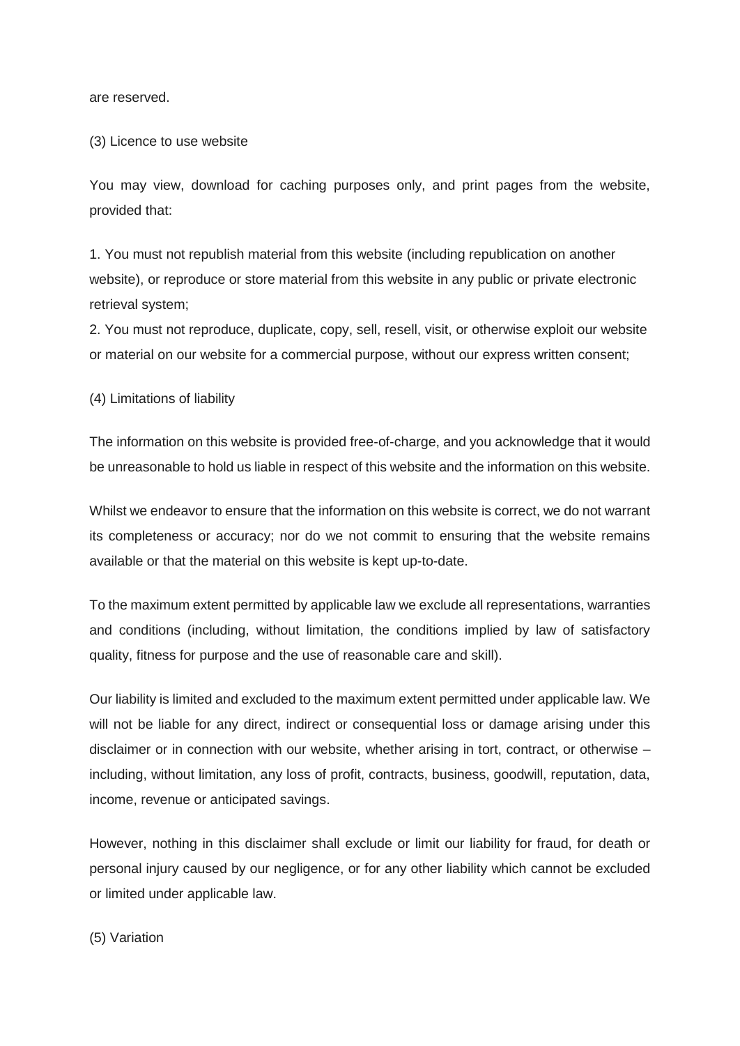are reserved.

(3) Licence to use website

You may view, download for caching purposes only, and print pages from the website, provided that:

1. You must not republish material from this website (including republication on another website), or reproduce or store material from this website in any public or private electronic retrieval system;
2. You must not reproduce, duplicate, copy, sell, resell, visit, or otherwise exploit our website or material on our website for a commercial purpose, without our express written consent;

(4) Limitations of liability

The information on this website is provided free-of-charge, and you acknowledge that it would be unreasonable to hold us liable in respect of this website and the information on this website.

Whilst we endeavor to ensure that the information on this website is correct, we do not warrant its completeness or accuracy; nor do we not commit to ensuring that the website remains available or that the material on this website is kept up-to-date.

To the maximum extent permitted by applicable law we exclude all representations, warranties and conditions (including, without limitation, the conditions implied by law of satisfactory quality, fitness for purpose and the use of reasonable care and skill).

Our liability is limited and excluded to the maximum extent permitted under applicable law. We will not be liable for any direct, indirect or consequential loss or damage arising under this disclaimer or in connection with our website, whether arising in tort, contract, or otherwise – including, without limitation, any loss of profit, contracts, business, goodwill, reputation, data, income, revenue or anticipated savings.

However, nothing in this disclaimer shall exclude or limit our liability for fraud, for death or personal injury caused by our negligence, or for any other liability which cannot be excluded or limited under applicable law.

(5) Variation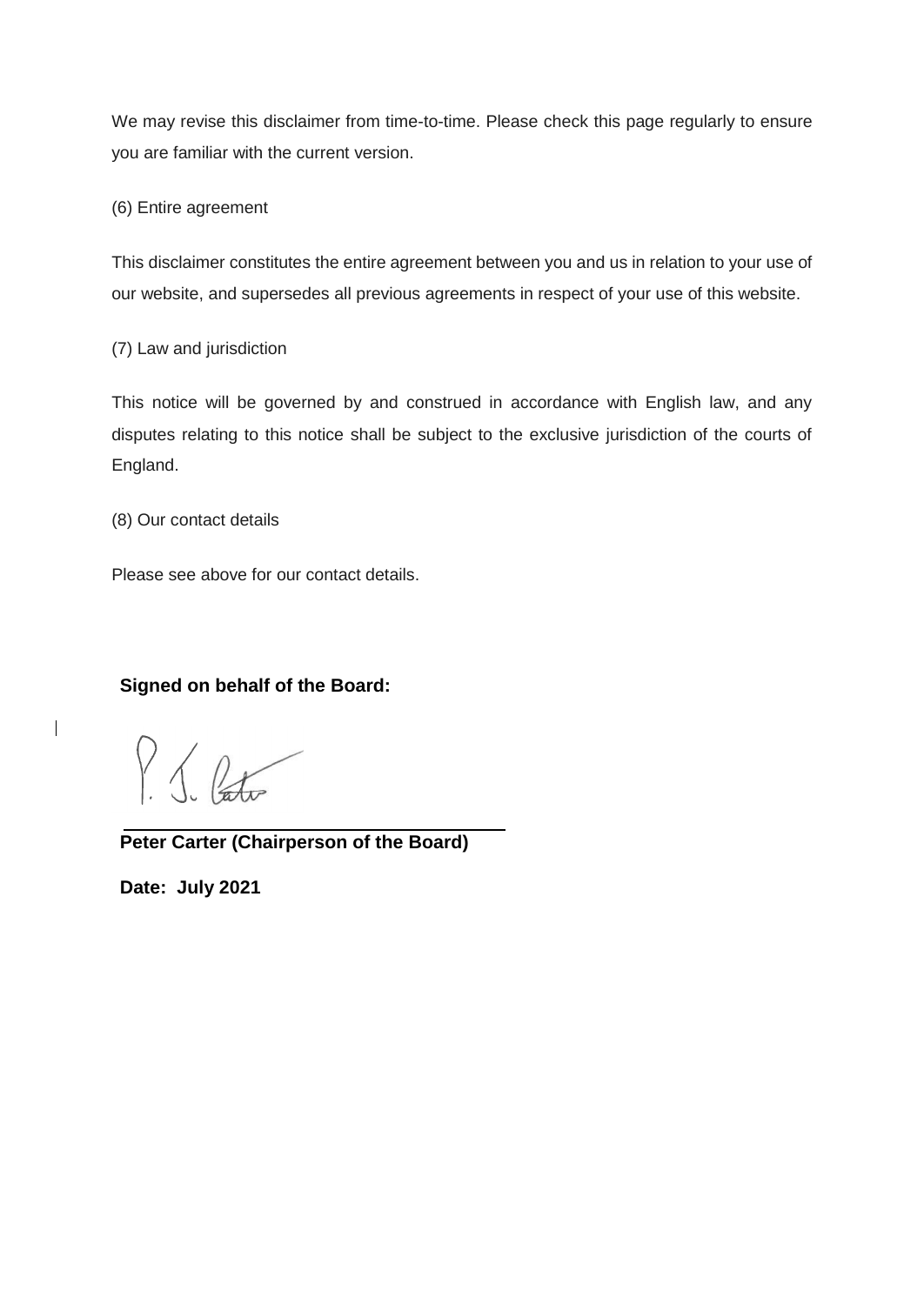We may revise this disclaimer from time-to-time. Please check this page regularly to ensure you are familiar with the current version.

(6) Entire agreement

This disclaimer constitutes the entire agreement between you and us in relation to your use of our website, and supersedes all previous agreements in respect of your use of this website.

(7) Law and jurisdiction

This notice will be governed by and construed in accordance with English law, and any disputes relating to this notice shall be subject to the exclusive jurisdiction of the courts of England.

(8) Our contact details

Please see above for our contact details.

**Signed on behalf of the Board:**

**Peter Carter (Chairperson of the Board)**

**Date: July 2021**